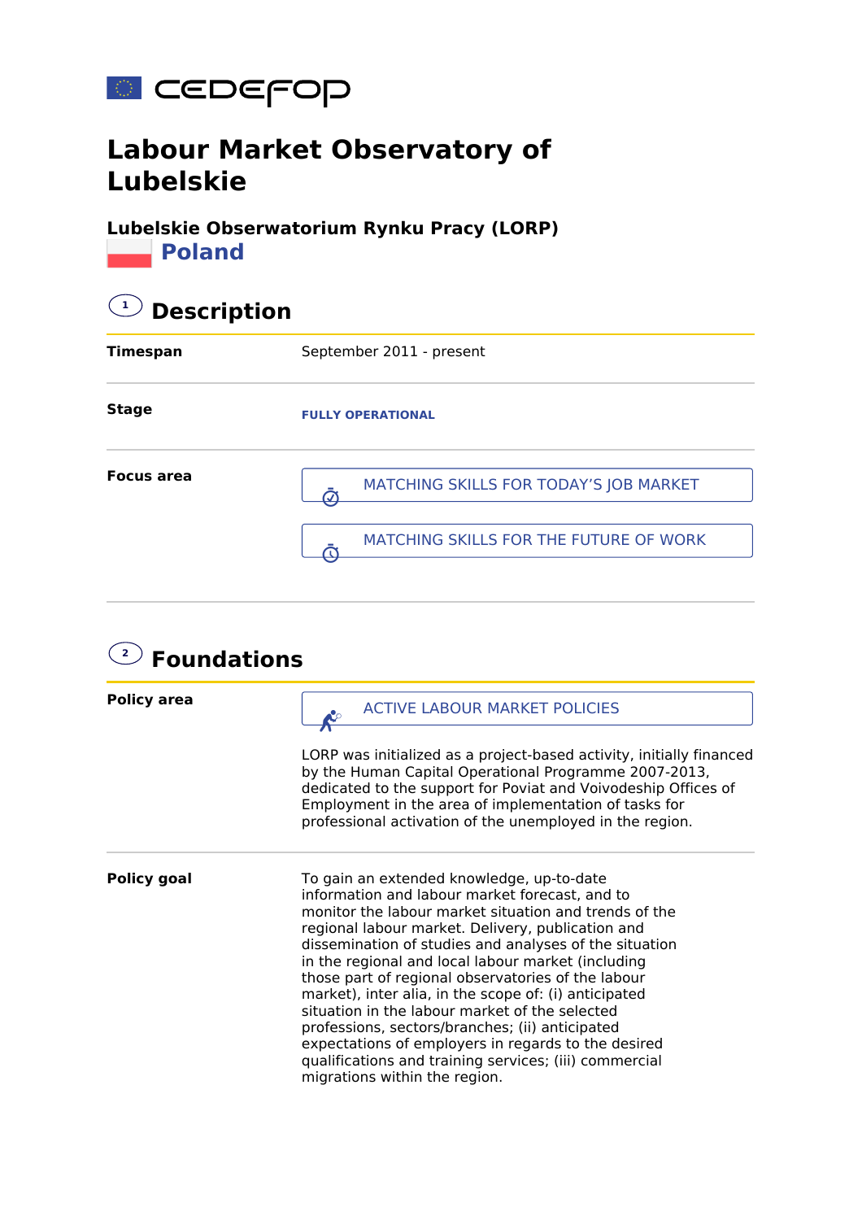cedefop

# Labour Market Observatory of Lubelskie

**Lubelskie Obserwatorium Rynku Pracy (LORP)**

**Poland**

## 1 Description

| | |
|---|---|
| **Timespan** | September 2011 - present |
| **Stage** | FULLY OPERATIONAL |
| **Focus area** | MATCHING SKILLS FOR TODAY’S JOB MARKET<br>MATCHING SKILLS FOR THE FUTURE OF WORK |

## 2 Foundations

| | |
|---|---|
| **Policy area** | ACTIVE LABOUR MARKET POLICIES<br><br>LORP was initialized as a project-based activity, initially financed by the Human Capital Operational Programme 2007-2013, dedicated to the support for Poviat and Voivodeship Offices of Employment in the area of implementation of tasks for professional activation of the unemployed in the region. |
| **Policy goal** | To gain an extended knowledge, up-to-date information and labour market forecast, and to monitor the labour market situation and trends of the regional labour market. Delivery, publication and dissemination of studies and analyses of the situation in the regional and local labour market (including those part of regional observatories of the labour market), inter alia, in the scope of: (i) anticipated situation in the labour market of the selected professions, sectors/branches; (ii) anticipated expectations of employers in regards to the desired qualifications and training services; (iii) commercial migrations within the region. |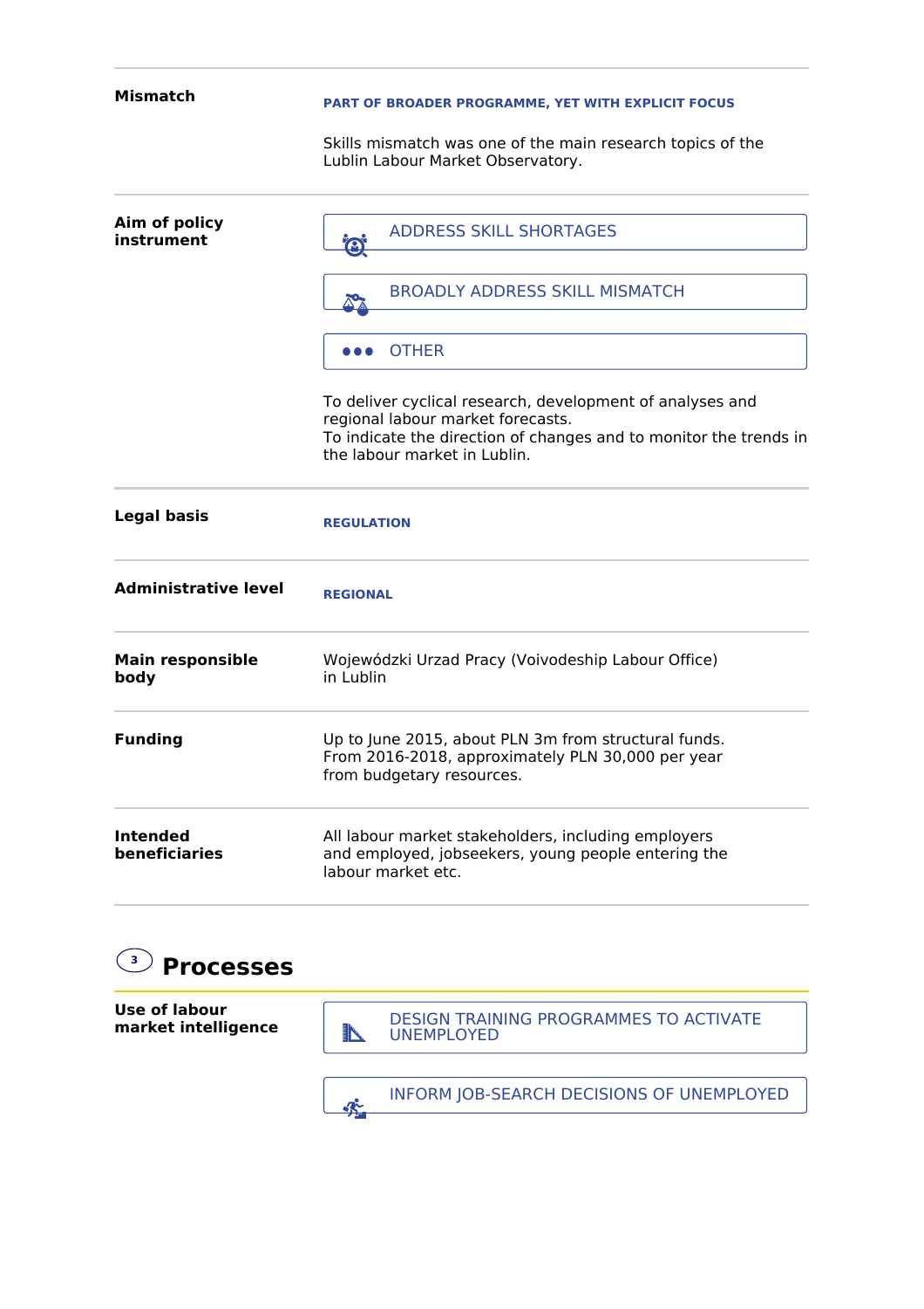| | |
|---|---|
| **Mismatch** | **PART OF BROADER PROGRAMME, YET WITH EXPLICIT FOCUS**<br><br>Skills mismatch was one of the main research topics of the Lublin Labour Market Observatory. |
| **Aim of policy instrument** | ADDRESS SKILL SHORTAGES<br><br>BROADLY ADDRESS SKILL MISMATCH<br><br>OTHER<br><br>To deliver cyclical research, development of analyses and regional labour market forecasts.<br>To indicate the direction of changes and to monitor the trends in the labour market in Lublin. |
| **Legal basis** | **REGULATION** |
| **Administrative level** | **REGIONAL** |
| **Main responsible body** | Wojewódzki Urzad Pracy (Voivodeship Labour Office) in Lublin |
| **Funding** | Up to June 2015, about PLN 3m from structural funds.<br>From 2016-2018, approximately PLN 30,000 per year from budgetary resources. |
| **Intended beneficiaries** | All labour market stakeholders, including employers and employed, jobseekers, young people entering the labour market etc. |

## 3 Processes

| | |
|---|---|
| **Use of labour market intelligence** | DESIGN TRAINING PROGRAMMES TO ACTIVATE UNEMPLOYED<br><br>INFORM JOB-SEARCH DECISIONS OF UNEMPLOYED |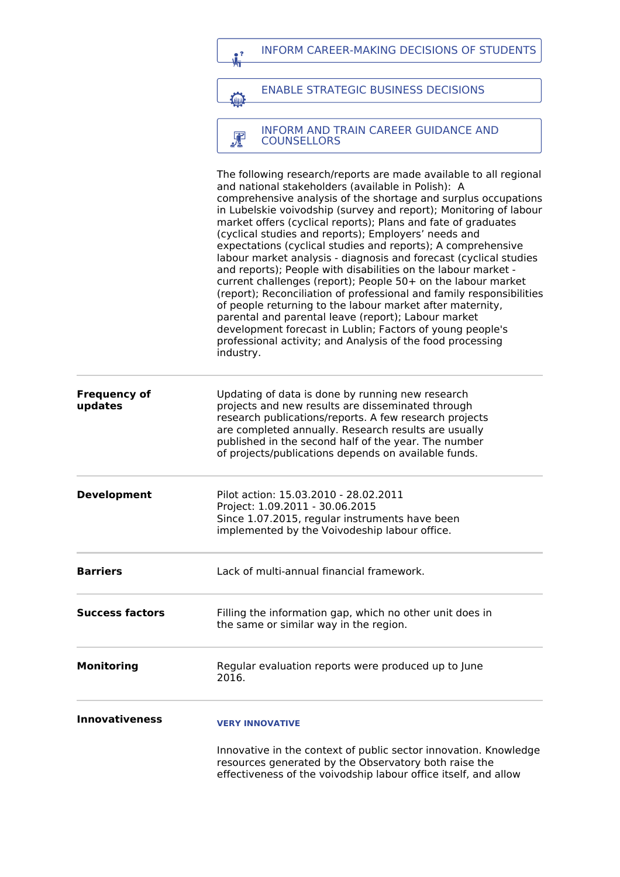INFORM CAREER-MAKING DECISIONS OF STUDENTS

ENABLE STRATEGIC BUSINESS DECISIONS

INFORM AND TRAIN CAREER GUIDANCE AND COUNSELLORS

The following research/reports are made available to all regional and national stakeholders (available in Polish): A comprehensive analysis of the shortage and surplus occupations in Lubelskie voivodship (survey and report); Monitoring of labour market offers (cyclical reports); Plans and fate of graduates (cyclical studies and reports); Employers' needs and expectations (cyclical studies and reports); A comprehensive labour market analysis - diagnosis and forecast (cyclical studies and reports); People with disabilities on the labour market - current challenges (report); People 50+ on the labour market (report); Reconciliation of professional and family responsibilities of people returning to the labour market after maternity, parental and parental leave (report); Labour market development forecast in Lublin; Factors of young people's professional activity; and Analysis of the food processing industry.

---

**Frequency of updates**

Updating of data is done by running new research projects and new results are disseminated through research publications/reports. A few research projects are completed annually. Research results are usually published in the second half of the year. The number of projects/publications depends on available funds.

---

**Development**

Pilot action: 15.03.2010 - 28.02.2011
Project: 1.09.2011 - 30.06.2015
Since 1.07.2015, regular instruments have been implemented by the Voivodeship labour office.

---

**Barriers**

Lack of multi-annual financial framework.

---

**Success factors**

Filling the information gap, which no other unit does in the same or similar way in the region.

---

**Monitoring**

Regular evaluation reports were produced up to June 2016.

---

**Innovativeness**

**VERY INNOVATIVE**

Innovative in the context of public sector innovation. Knowledge resources generated by the Observatory both raise the effectiveness of the voivodship labour office itself, and allow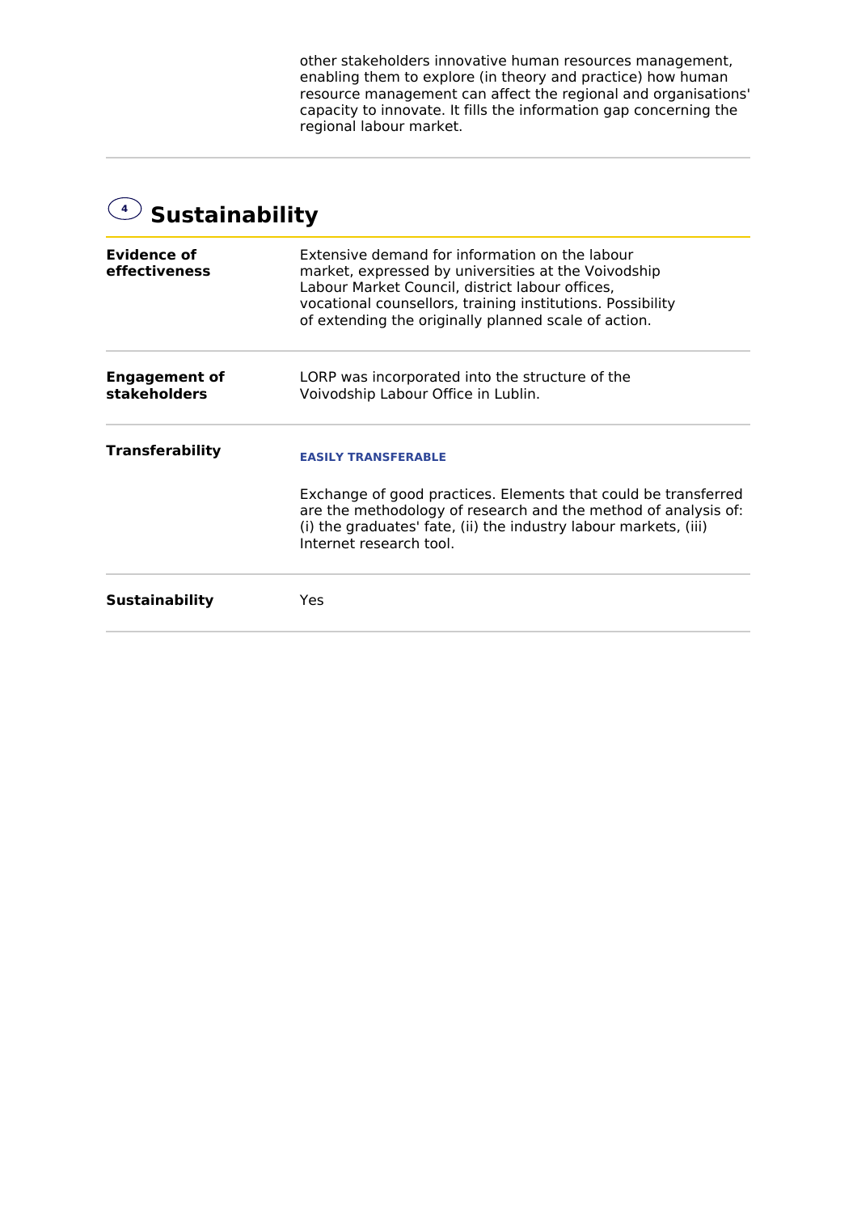other stakeholders innovative human resources management, enabling them to explore (in theory and practice) how human resource management can affect the regional and organisations' capacity to innovate. It fills the information gap concerning the regional labour market.

## 4 Sustainability

| | |
|---|---|
| **Evidence of effectiveness** | Extensive demand for information on the labour market, expressed by universities at the Voivodship Labour Market Council, district labour offices, vocational counsellors, training institutions. Possibility of extending the originally planned scale of action. |
| **Engagement of stakeholders** | LORP was incorporated into the structure of the Voivodship Labour Office in Lublin. |
| **Transferability** | **EASILY TRANSFERABLE**<br><br>Exchange of good practices. Elements that could be transferred are the methodology of research and the method of analysis of: (i) the graduates' fate, (ii) the industry labour markets, (iii) Internet research tool. |
| **Sustainability** | Yes |